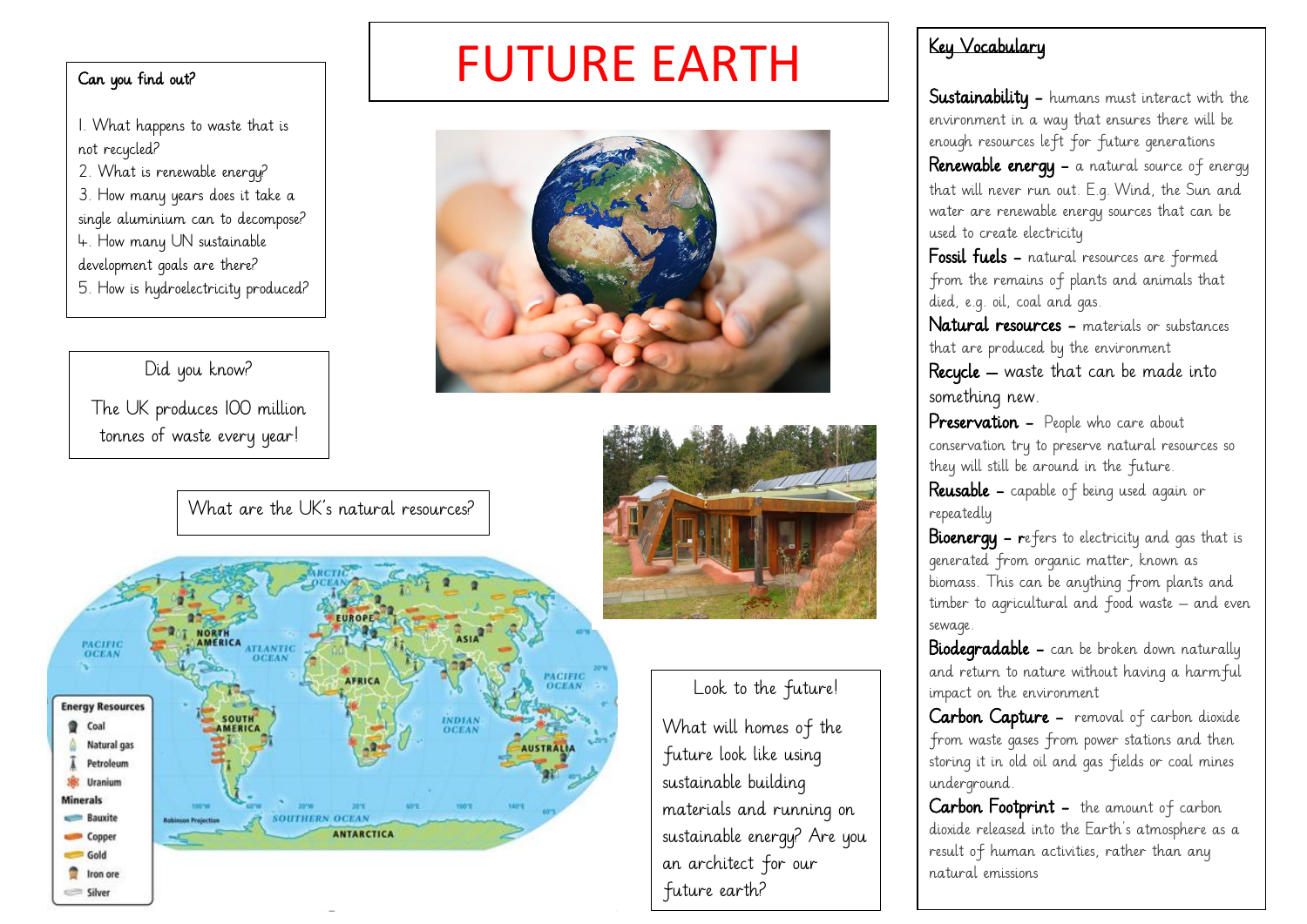# FUTURE EARTH

## Can you find out?

1. What happens to waste that is not recycled?
2. What is renewable energy?
3. How many years does it take a single aluminium can to decompose?
4. How many UN sustainable development goals are there?
5. How is hydroelectricity produced?

## Did you know?

The UK produces 100 million tonnes of waste every year!

## What are the UK's natural resources?

## Look to the future!

What will homes of the future look like using sustainable building materials and running on sustainable energy? Are you an architect for our future earth?

## Key Vocabulary

**Sustainability** – humans must interact with the environment in a way that ensures there will be enough resources left for future generations

**Renewable energy** – a natural source of energy that will never run out. E.g. Wind, the Sun and water are renewable energy sources that can be used to create electricity

**Fossil fuels** – natural resources are formed from the remains of plants and animals that died, e.g. oil, coal and gas.

**Natural resources** – materials or substances that are produced by the environment

**Recycle** – waste that can be made into something new.

**Preservation** – People who care about conservation try to preserve natural resources so they will still be around in the future.

**Reusable** – capable of being used again or repeatedly

**Bioenergy** – refers to electricity and gas that is generated from organic matter, known as biomass. This can be anything from plants and timber to agricultural and food waste – and even sewage.

**Biodegradable** – can be broken down naturally and return to nature without having a harmful impact on the environment

**Carbon Capture** – removal of carbon dioxide from waste gases from power stations and then storing it in old oil and gas fields or coal mines underground.

**Carbon Footprint** – the amount of carbon dioxide released into the Earth's atmosphere as a result of human activities, rather than any natural emissions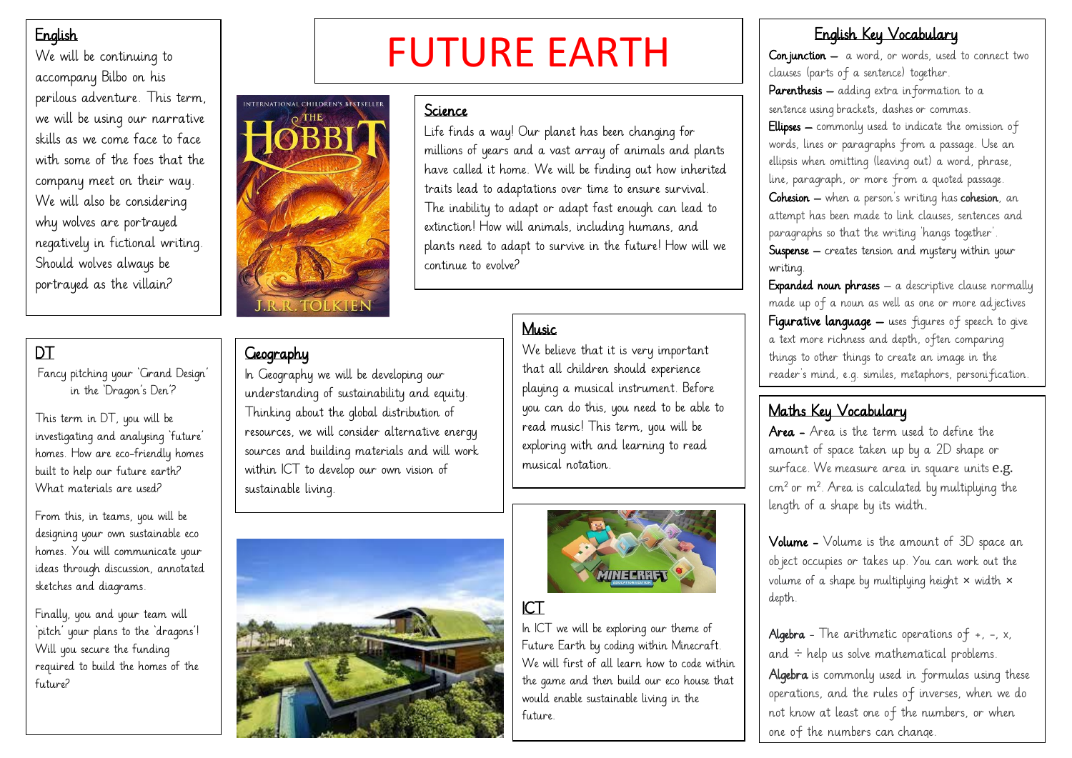# FUTURE EARTH

## English

We will be continuing to accompany Bilbo on his perilous adventure. This term, we will be using our narrative skills as we come face to face with some of the foes that the company meet on their way. We will also be considering why wolves are portrayed negatively in fictional writing. Should wolves always be portrayed as the villain?

## Science

Life finds a way! Our planet has been changing for millions of years and a vast array of animals and plants have called it home. We will be finding out how inherited traits lead to adaptations over time to ensure survival. The inability to adapt or adapt fast enough can lead to extinction! How will animals, including humans, and plants need to adapt to survive in the future! How will we continue to evolve?

## DT

Fancy pitching your 'Grand Design' in the 'Dragon's Den'?

This term in DT, you will be investigating and analysing 'future' homes. How are eco-friendly homes built to help our future earth? What materials are used?

From this, in teams, you will be designing your own sustainable eco homes. You will communicate your ideas through discussion, annotated sketches and diagrams.

Finally, you and your team will 'pitch' your plans to the 'dragons'! Will you secure the funding required to build the homes of the future?

## Geography

In Geography we will be developing our understanding of sustainability and equity. Thinking about the global distribution of resources, we will consider alternative energy sources and building materials and will work within ICT to develop our own vision of sustainable living.

## Music

We believe that it is very important that all children should experience playing a musical instrument. Before you can do this, you need to be able to read music! This term, you will be exploring with and learning to read musical notation.

## ICT

In ICT we will be exploring our theme of Future Earth by coding within Minecraft. We will first of all learn how to code within the game and then build our eco house that would enable sustainable living in the future.

## English Key Vocabulary

**Conjunction** – a word, or words, used to connect two clauses (parts of a sentence) together.

**Parenthesis** – adding extra information to a sentence using brackets, dashes or commas.

**Ellipses** – commonly used to indicate the omission of words, lines or paragraphs from a passage. Use an ellipsis when omitting (leaving out) a word, phrase, line, paragraph, or more from a quoted passage.

**Cohesion** – when a person's writing has **cohesion**, an attempt has been made to link clauses, sentences and paragraphs so that the writing 'hangs together'.

**Suspense** – creates tension and mystery within your writing.

**Expanded noun phrases** – a descriptive clause normally made up of a noun as well as one or more adjectives

**Figurative language** – uses figures of speech to give a text more richness and depth, often comparing things to other things to create an image in the reader's mind, e.g. similes, metaphors, personification.

## Maths Key Vocabulary

**Area** - Area is the term used to define the amount of space taken up by a 2D shape or surface. We measure area in square units e.g. $cm^2$ or $m^2$. Area is calculated by multiplying the length of a shape by its width.

**Volume** - Volume is the amount of 3D space an object occupies or takes up. You can work out the volume of a shape by multiplying height × width × depth.

**Algebra** - The arithmetic operations of +, -, x, and ÷ help us solve mathematical problems.
**Algebra** is commonly used in formulas using these operations, and the rules of inverses, when we do not know at least one of the numbers, or when one of the numbers can change.